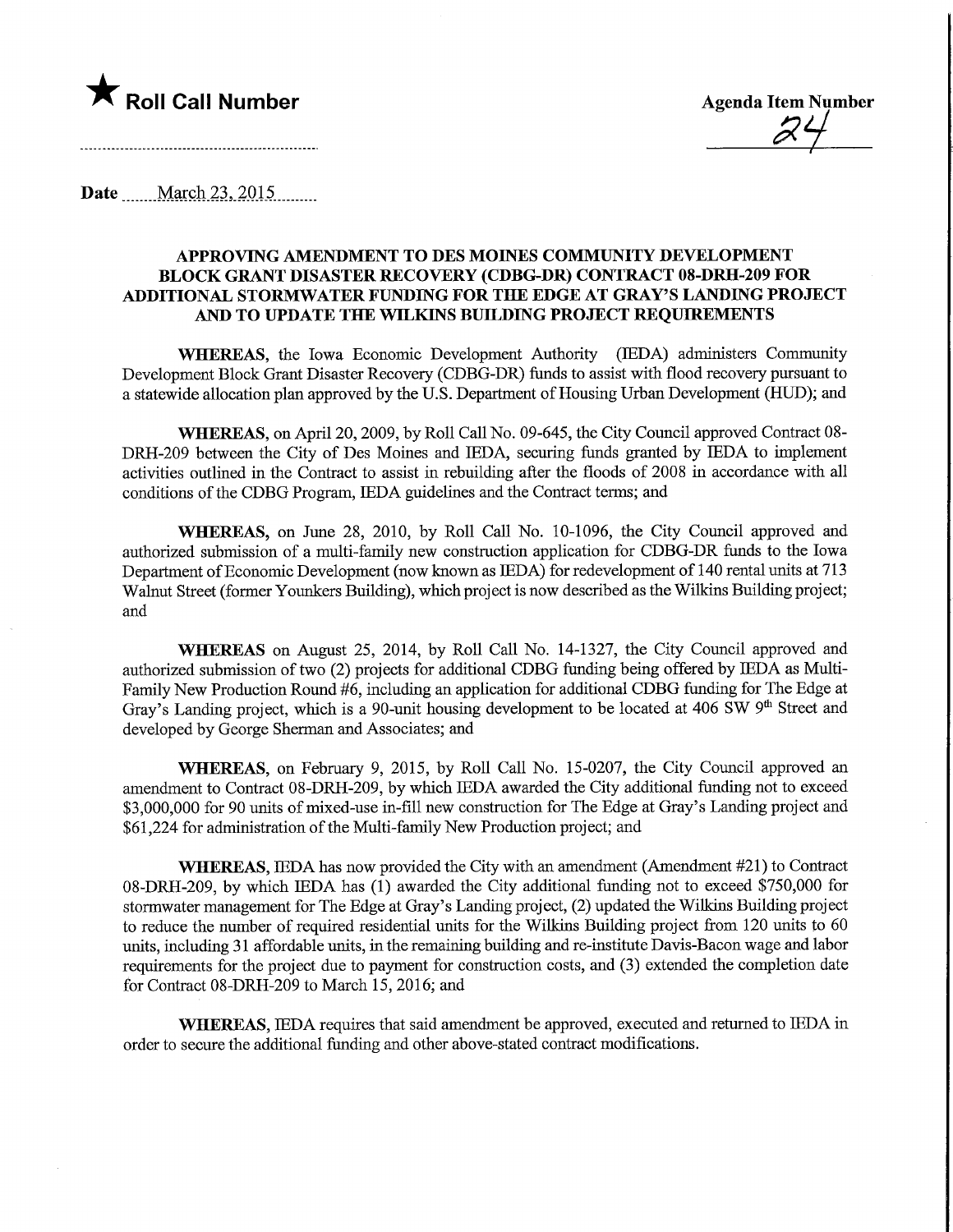★ **Roll Call Number**

**Agenda Item Number**

24

**Date** March 23, 2015

**APPROVING AMENDMENT TO DES MOINES COMMUNITY DEVELOPMENT BLOCK GRANT DISASTER RECOVERY (CDBG-DR) CONTRACT 08-DRH-209 FOR ADDITIONAL STORMWATER FUNDING FOR THE EDGE AT GRAY'S LANDING PROJECT AND TO UPDATE THE WILKINS BUILDING PROJECT REQUIREMENTS**

**WHEREAS,** the Iowa Economic Development Authority (IEDA) administers Community Development Block Grant Disaster Recovery (CDBG-DR) funds to assist with flood recovery pursuant to a statewide allocation plan approved by the U.S. Department of Housing Urban Development (HUD); and

**WHEREAS,** on April 20, 2009, by Roll Call No. 09-645, the City Council approved Contract 08-DRH-209 between the City of Des Moines and IEDA, securing funds granted by IEDA to implement activities outlined in the Contract to assist in rebuilding after the floods of 2008 in accordance with all conditions of the CDBG Program, IEDA guidelines and the Contract terms; and

**WHEREAS,** on June 28, 2010, by Roll Call No. 10-1096, the City Council approved and authorized submission of a multi-family new construction application for CDBG-DR funds to the Iowa Department of Economic Development (now known as IEDA) for redevelopment of 140 rental units at 713 Walnut Street (former Younkers Building), which project is now described as the Wilkins Building project; and

**WHEREAS** on August 25, 2014, by Roll Call No. 14-1327, the City Council approved and authorized submission of two (2) projects for additional CDBG funding being offered by IEDA as Multi-Family New Production Round #6, including an application for additional CDBG funding for The Edge at Gray's Landing project, which is a 90-unit housing development to be located at 406 SW 9th Street and developed by George Sherman and Associates; and

**WHEREAS,** on February 9, 2015, by Roll Call No. 15-0207, the City Council approved an amendment to Contract 08-DRH-209, by which IEDA awarded the City additional funding not to exceed $3,000,000 for 90 units of mixed-use in-fill new construction for The Edge at Gray's Landing project and $61,224 for administration of the Multi-family New Production project; and

**WHEREAS,** IEDA has now provided the City with an amendment (Amendment #21) to Contract 08-DRH-209, by which IEDA has (1) awarded the City additional funding not to exceed $750,000 for stormwater management for The Edge at Gray's Landing project, (2) updated the Wilkins Building project to reduce the number of required residential units for the Wilkins Building project from 120 units to 60 units, including 31 affordable units, in the remaining building and re-institute Davis-Bacon wage and labor requirements for the project due to payment for construction costs, and (3) extended the completion date for Contract 08-DRH-209 to March 15, 2016; and

**WHEREAS,** IEDA requires that said amendment be approved, executed and returned to IEDA in order to secure the additional funding and other above-stated contract modifications.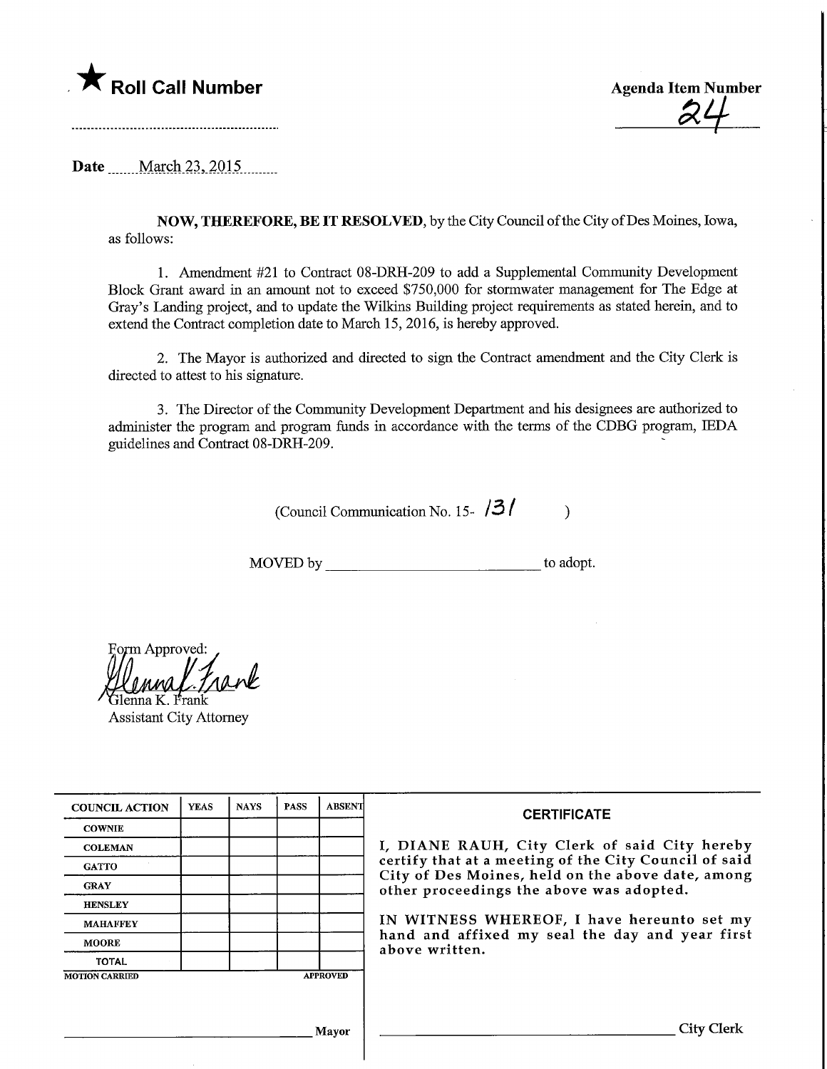★ **Roll Call Number**

..........................................................

**Agenda Item Number**

24

**Date** March 23, 2015

**NOW, THEREFORE, BE IT RESOLVED**, by the City Council of the City of Des Moines, Iowa, as follows:

1. Amendment #21 to Contract 08-DRH-209 to add a Supplemental Community Development Block Grant award in an amount not to exceed $750,000 for stormwater management for The Edge at Gray's Landing project, and to update the Wilkins Building project requirements as stated herein, and to extend the Contract completion date to March 15, 2016, is hereby approved.

2. The Mayor is authorized and directed to sign the Contract amendment and the City Clerk is directed to attest to his signature.

3. The Director of the Community Development Department and his designees are authorized to administer the program and program funds in accordance with the terms of the CDBG program, IEDA guidelines and Contract 08-DRH-209.

(Council Communication No. 15- 131 )

MOVED by ____________________________ to adopt.

Form Approved:

Glenna K. Frank
Assistant City Attorney

| COUNCIL ACTION | YEAS | NAYS | PASS | ABSENT |
|---|---|---|---|---|
| COWNIE | | | | |
| COLEMAN | | | | |
| GATTO | | | | |
| GRAY | | | | |
| HENSLEY | | | | |
| MAHAFFEY | | | | |
| MOORE | | | | |
| TOTAL | | | | |

MOTION CARRIED APPROVED

______________________________ Mayor

**CERTIFICATE**

I, DIANE RAUH, City Clerk of said City hereby certify that at a meeting of the City Council of said City of Des Moines, held on the above date, among other proceedings the above was adopted.

IN WITNESS WHEREOF, I have hereunto set my hand and affixed my seal the day and year first above written.

______________________________ City Clerk